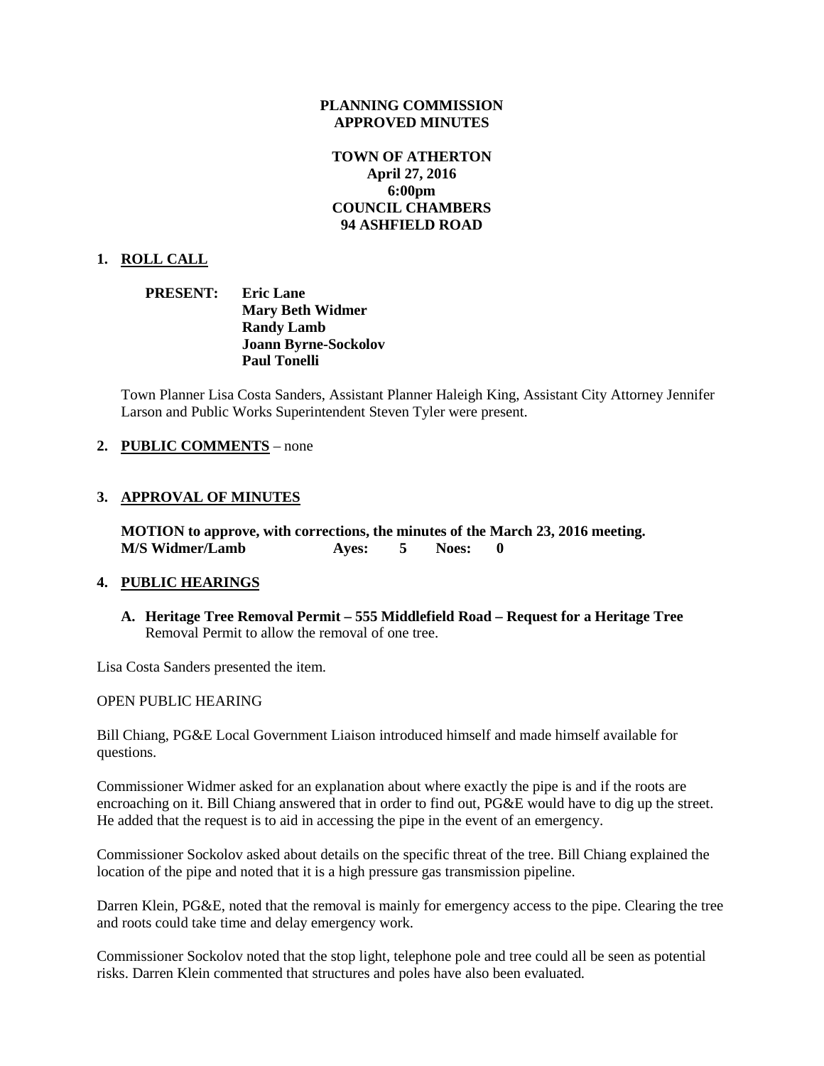**PLANNING COMMISSION**
**APPROVED MINUTES**

**TOWN OF ATHERTON**
**April 27, 2016**
**6:00pm**
**COUNCIL CHAMBERS**
**94 ASHFIELD ROAD**

**1. ROLL CALL**

**PRESENT:** **Eric Lane**
**Mary Beth Widmer**
**Randy Lamb**
**Joann Byrne-Sockolov**
**Paul Tonelli**

Town Planner Lisa Costa Sanders, Assistant Planner Haleigh King, Assistant City Attorney Jennifer Larson and Public Works Superintendent Steven Tyler were present.

**2. PUBLIC COMMENTS** – none

**3. APPROVAL OF MINUTES**

**MOTION to approve, with corrections, the minutes of the March 23, 2016 meeting.**
**M/S Widmer/Lamb Ayes: 5 Noes: 0**

**4. PUBLIC HEARINGS**

**A. Heritage Tree Removal Permit – 555 Middlefield Road – Request for a Heritage Tree** Removal Permit to allow the removal of one tree.

Lisa Costa Sanders presented the item.

OPEN PUBLIC HEARING

Bill Chiang, PG&E Local Government Liaison introduced himself and made himself available for questions.

Commissioner Widmer asked for an explanation about where exactly the pipe is and if the roots are encroaching on it. Bill Chiang answered that in order to find out, PG&E would have to dig up the street. He added that the request is to aid in accessing the pipe in the event of an emergency.

Commissioner Sockolov asked about details on the specific threat of the tree. Bill Chiang explained the location of the pipe and noted that it is a high pressure gas transmission pipeline.

Darren Klein, PG&E, noted that the removal is mainly for emergency access to the pipe. Clearing the tree and roots could take time and delay emergency work.

Commissioner Sockolov noted that the stop light, telephone pole and tree could all be seen as potential risks. Darren Klein commented that structures and poles have also been evaluated.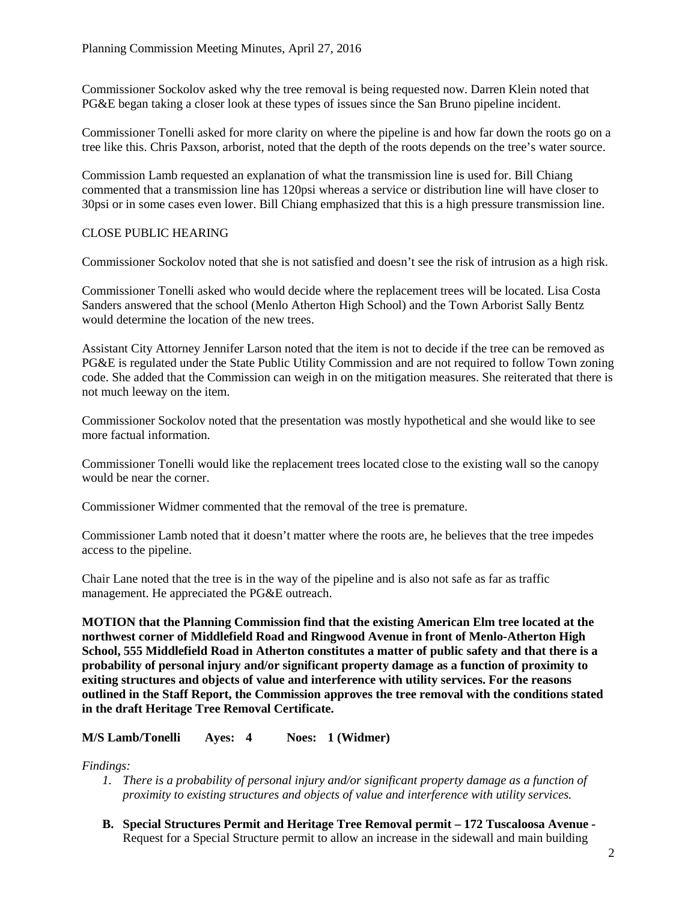Commissioner Sockolov asked why the tree removal is being requested now. Darren Klein noted that PG&E began taking a closer look at these types of issues since the San Bruno pipeline incident.

Commissioner Tonelli asked for more clarity on where the pipeline is and how far down the roots go on a tree like this. Chris Paxson, arborist, noted that the depth of the roots depends on the tree's water source.

Commission Lamb requested an explanation of what the transmission line is used for. Bill Chiang commented that a transmission line has 120psi whereas a service or distribution line will have closer to 30psi or in some cases even lower. Bill Chiang emphasized that this is a high pressure transmission line.

CLOSE PUBLIC HEARING

Commissioner Sockolov noted that she is not satisfied and doesn't see the risk of intrusion as a high risk.

Commissioner Tonelli asked who would decide where the replacement trees will be located. Lisa Costa Sanders answered that the school (Menlo Atherton High School) and the Town Arborist Sally Bentz would determine the location of the new trees.

Assistant City Attorney Jennifer Larson noted that the item is not to decide if the tree can be removed as PG&E is regulated under the State Public Utility Commission and are not required to follow Town zoning code. She added that the Commission can weigh in on the mitigation measures. She reiterated that there is not much leeway on the item.

Commissioner Sockolov noted that the presentation was mostly hypothetical and she would like to see more factual information.

Commissioner Tonelli would like the replacement trees located close to the existing wall so the canopy would be near the corner.

Commissioner Widmer commented that the removal of the tree is premature.

Commissioner Lamb noted that it doesn't matter where the roots are, he believes that the tree impedes access to the pipeline.

Chair Lane noted that the tree is in the way of the pipeline and is also not safe as far as traffic management. He appreciated the PG&E outreach.

**MOTION that the Planning Commission find that the existing American Elm tree located at the northwest corner of Middlefield Road and Ringwood Avenue in front of Menlo-Atherton High School, 555 Middlefield Road in Atherton constitutes a matter of public safety and that there is a probability of personal injury and/or significant property damage as a function of proximity to exiting structures and objects of value and interference with utility services. For the reasons outlined in the Staff Report, the Commission approves the tree removal with the conditions stated in the draft Heritage Tree Removal Certificate.**

**M/S Lamb/Tonelli Ayes: 4 Noes: 1 (Widmer)**

*Findings:*

1. *There is a probability of personal injury and/or significant property damage as a function of proximity to existing structures and objects of value and interference with utility services.*

**B. Special Structures Permit and Heritage Tree Removal permit – 172 Tuscaloosa Avenue -** Request for a Special Structure permit to allow an increase in the sidewall and main building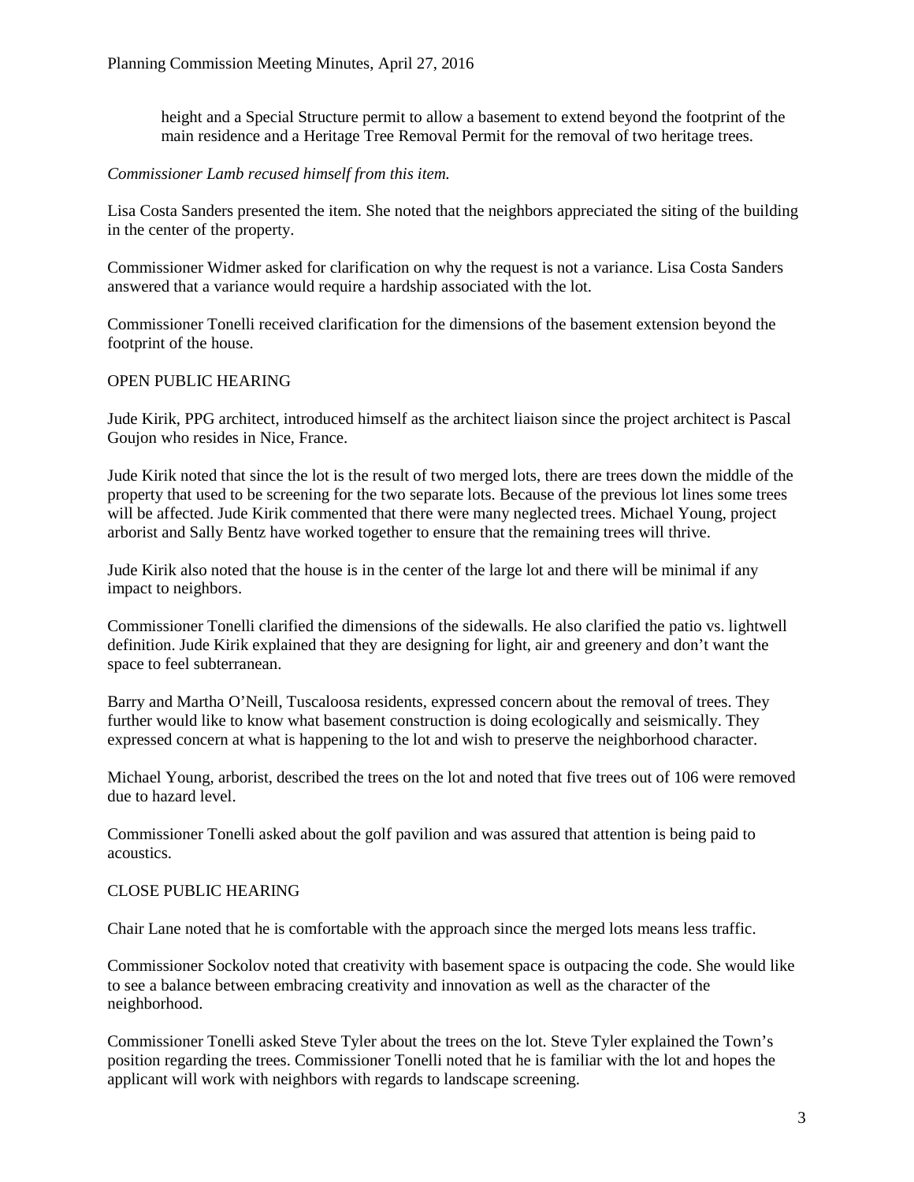height and a Special Structure permit to allow a basement to extend beyond the footprint of the main residence and a Heritage Tree Removal Permit for the removal of two heritage trees.

*Commissioner Lamb recused himself from this item.*

Lisa Costa Sanders presented the item. She noted that the neighbors appreciated the siting of the building in the center of the property.

Commissioner Widmer asked for clarification on why the request is not a variance. Lisa Costa Sanders answered that a variance would require a hardship associated with the lot.

Commissioner Tonelli received clarification for the dimensions of the basement extension beyond the footprint of the house.

OPEN PUBLIC HEARING

Jude Kirik, PPG architect, introduced himself as the architect liaison since the project architect is Pascal Goujon who resides in Nice, France.

Jude Kirik noted that since the lot is the result of two merged lots, there are trees down the middle of the property that used to be screening for the two separate lots. Because of the previous lot lines some trees will be affected. Jude Kirik commented that there were many neglected trees. Michael Young, project arborist and Sally Bentz have worked together to ensure that the remaining trees will thrive.

Jude Kirik also noted that the house is in the center of the large lot and there will be minimal if any impact to neighbors.

Commissioner Tonelli clarified the dimensions of the sidewalls. He also clarified the patio vs. lightwell definition. Jude Kirik explained that they are designing for light, air and greenery and don't want the space to feel subterranean.

Barry and Martha O'Neill, Tuscaloosa residents, expressed concern about the removal of trees. They further would like to know what basement construction is doing ecologically and seismically. They expressed concern at what is happening to the lot and wish to preserve the neighborhood character.

Michael Young, arborist, described the trees on the lot and noted that five trees out of 106 were removed due to hazard level.

Commissioner Tonelli asked about the golf pavilion and was assured that attention is being paid to acoustics.

CLOSE PUBLIC HEARING

Chair Lane noted that he is comfortable with the approach since the merged lots means less traffic.

Commissioner Sockolov noted that creativity with basement space is outpacing the code. She would like to see a balance between embracing creativity and innovation as well as the character of the neighborhood.

Commissioner Tonelli asked Steve Tyler about the trees on the lot. Steve Tyler explained the Town's position regarding the trees. Commissioner Tonelli noted that he is familiar with the lot and hopes the applicant will work with neighbors with regards to landscape screening.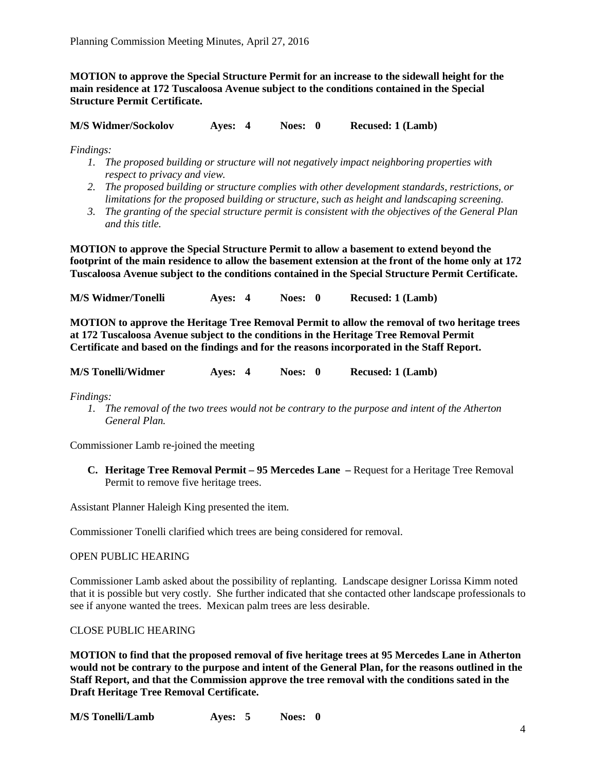**MOTION to approve the Special Structure Permit for an increase to the sidewall height for the main residence at 172 Tuscaloosa Avenue subject to the conditions contained in the Special Structure Permit Certificate.**

**M/S Widmer/Sockolov Ayes: 4 Noes: 0 Recused: 1 (Lamb)**

*Findings:*

1. *The proposed building or structure will not negatively impact neighboring properties with respect to privacy and view.*
2. *The proposed building or structure complies with other development standards, restrictions, or limitations for the proposed building or structure, such as height and landscaping screening.*
3. *The granting of the special structure permit is consistent with the objectives of the General Plan and this title.*

**MOTION to approve the Special Structure Permit to allow a basement to extend beyond the footprint of the main residence to allow the basement extension at the front of the home only at 172 Tuscaloosa Avenue subject to the conditions contained in the Special Structure Permit Certificate.**

**M/S Widmer/Tonelli Ayes: 4 Noes: 0 Recused: 1 (Lamb)**

**MOTION to approve the Heritage Tree Removal Permit to allow the removal of two heritage trees at 172 Tuscaloosa Avenue subject to the conditions in the Heritage Tree Removal Permit Certificate and based on the findings and for the reasons incorporated in the Staff Report.**

**M/S Tonelli/Widmer Ayes: 4 Noes: 0 Recused: 1 (Lamb)**

*Findings:*

1. *The removal of the two trees would not be contrary to the purpose and intent of the Atherton General Plan.*

Commissioner Lamb re-joined the meeting

**C. Heritage Tree Removal Permit – 95 Mercedes Lane –** Request for a Heritage Tree Removal Permit to remove five heritage trees.

Assistant Planner Haleigh King presented the item.

Commissioner Tonelli clarified which trees are being considered for removal.

OPEN PUBLIC HEARING

Commissioner Lamb asked about the possibility of replanting. Landscape designer Lorissa Kimm noted that it is possible but very costly. She further indicated that she contacted other landscape professionals to see if anyone wanted the trees. Mexican palm trees are less desirable.

CLOSE PUBLIC HEARING

**MOTION to find that the proposed removal of five heritage trees at 95 Mercedes Lane in Atherton would not be contrary to the purpose and intent of the General Plan, for the reasons outlined in the Staff Report, and that the Commission approve the tree removal with the conditions sated in the Draft Heritage Tree Removal Certificate.**

**M/S Tonelli/Lamb Ayes: 5 Noes: 0**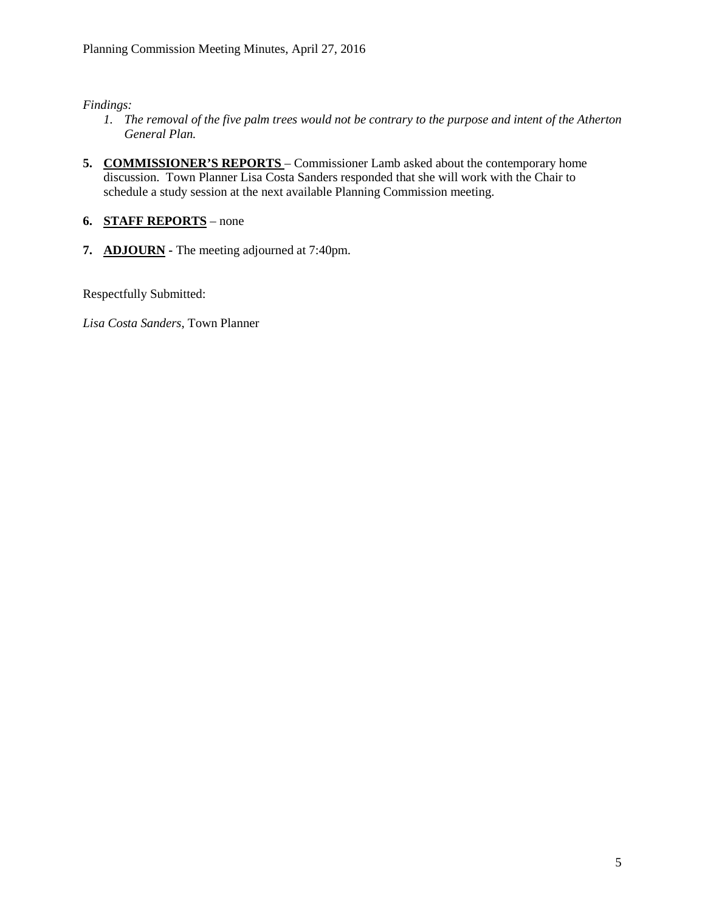*Findings:*

1. *The removal of the five palm trees would not be contrary to the purpose and intent of the Atherton General Plan.*

5. **COMMISSIONER'S REPORTS** – Commissioner Lamb asked about the contemporary home discussion. Town Planner Lisa Costa Sanders responded that she will work with the Chair to schedule a study session at the next available Planning Commission meeting.

6. **STAFF REPORTS** – none

7. **ADJOURN** - The meeting adjourned at 7:40pm.

Respectfully Submitted:

*Lisa Costa Sanders*, Town Planner